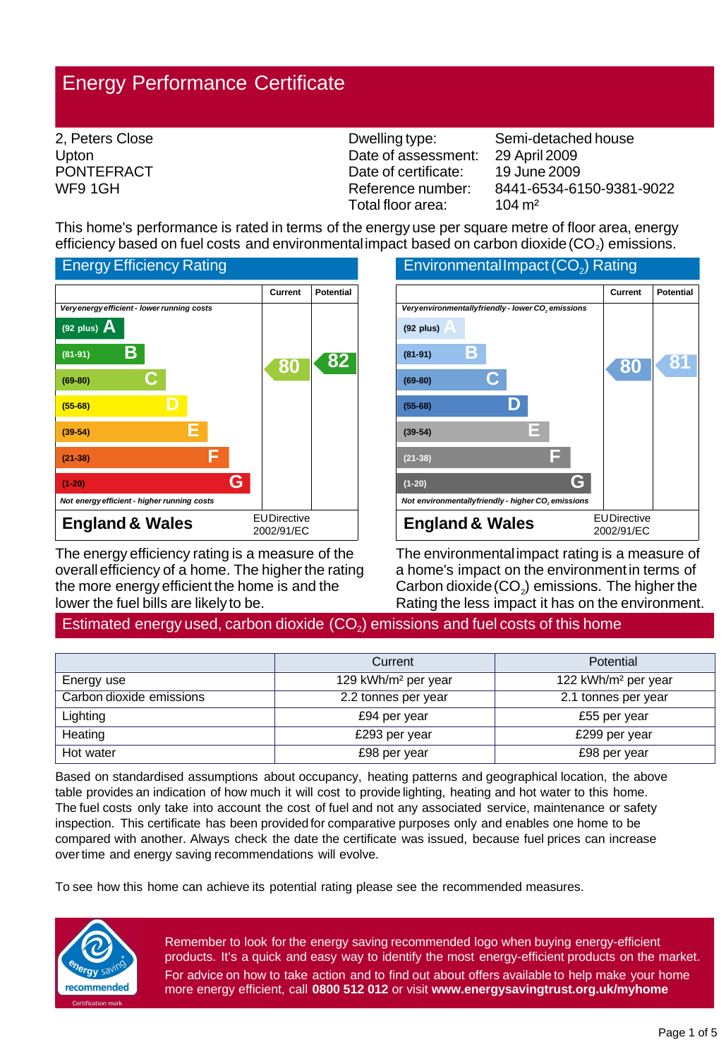# Energy Performance Certificate

2, Peters Close
Upton
PONTEFRACT
WF9 1GH

| | |
|---|---|
| Dwelling type: | Semi-detached house |
| Date of assessment: | 29 April 2009 |
| Date of certificate: | 19 June 2009 |
| Reference number: | 8441-6534-6150-9381-9022 |
| Total floor area: | 104 m² |

This home's performance is rated in terms of the energy use per square metre of floor area, energy efficiency based on fuel costs and environmental impact based on carbon dioxide ($CO_2$) emissions.

## Energy Efficiency Rating

| | Current | Potential |
|---|---|---|
| *Very energy efficient - lower running costs* | | |
| (92 plus) A | | |
| (81-91) B | | 82 |
| (69-80) C | 80 | |
| (55-68) D | | |
| (39-54) E | | |
| (21-38) F | | |
| (1-20) G | | |
| *Not energy efficient - higher running costs* | | |
| **England & Wales** | EU Directive 2002/91/EC | |

The energy efficiency rating is a measure of the overall efficiency of a home. The higher the rating the more energy efficient the home is and the lower the fuel bills are likely to be.

## Environmental Impact ($CO_2$) Rating

| | Current | Potential |
|---|---|---|
| *Very environmentally friendly - lower $CO_2$ emissions* | | |
| (92 plus) A | | |
| (81-91) B | | 81 |
| (69-80) C | 80 | |
| (55-68) D | | |
| (39-54) E | | |
| (21-38) F | | |
| (1-20) G | | |
| *Not environmentally friendly - higher $CO_2$ emissions* | | |
| **England & Wales** | EU Directive 2002/91/EC | |

The environmental impact rating is a measure of a home's impact on the environment in terms of Carbon dioxide ($CO_2$) emissions. The higher the Rating the less impact it has on the environment.

## Estimated energy used, carbon dioxide ($CO_2$) emissions and fuel costs of this home

| | Current | Potential |
|---|---|---|
| Energy use | 129 kWh/m² per year | 122 kWh/m² per year |
| Carbon dioxide emissions | 2.2 tonnes per year | 2.1 tonnes per year |
| Lighting | £94 per year | £55 per year |
| Heating | £293 per year | £299 per year |
| Hot water | £98 per year | £98 per year |

Based on standardised assumptions about occupancy, heating patterns and geographical location, the above table provides an indication of how much it will cost to provide lighting, heating and hot water to this home. The fuel costs only take into account the cost of fuel and not any associated service, maintenance or safety inspection. This certificate has been provided for comparative purposes only and enables one home to be compared with another. Always check the date the certificate was issued, because fuel prices can increase over time and energy saving recommendations will evolve.

To see how this home can achieve its potential rating please see the recommended measures.

energy saving recommended
Certification mark

Remember to look for the energy saving recommended logo when buying energy-efficient products. It's a quick and easy way to identify the most energy-efficient products on the market. For advice on how to take action and to find out about offers available to help make your home more energy efficient, call **0800 512 012** or visit **www.energysavingtrust.org.uk/myhome**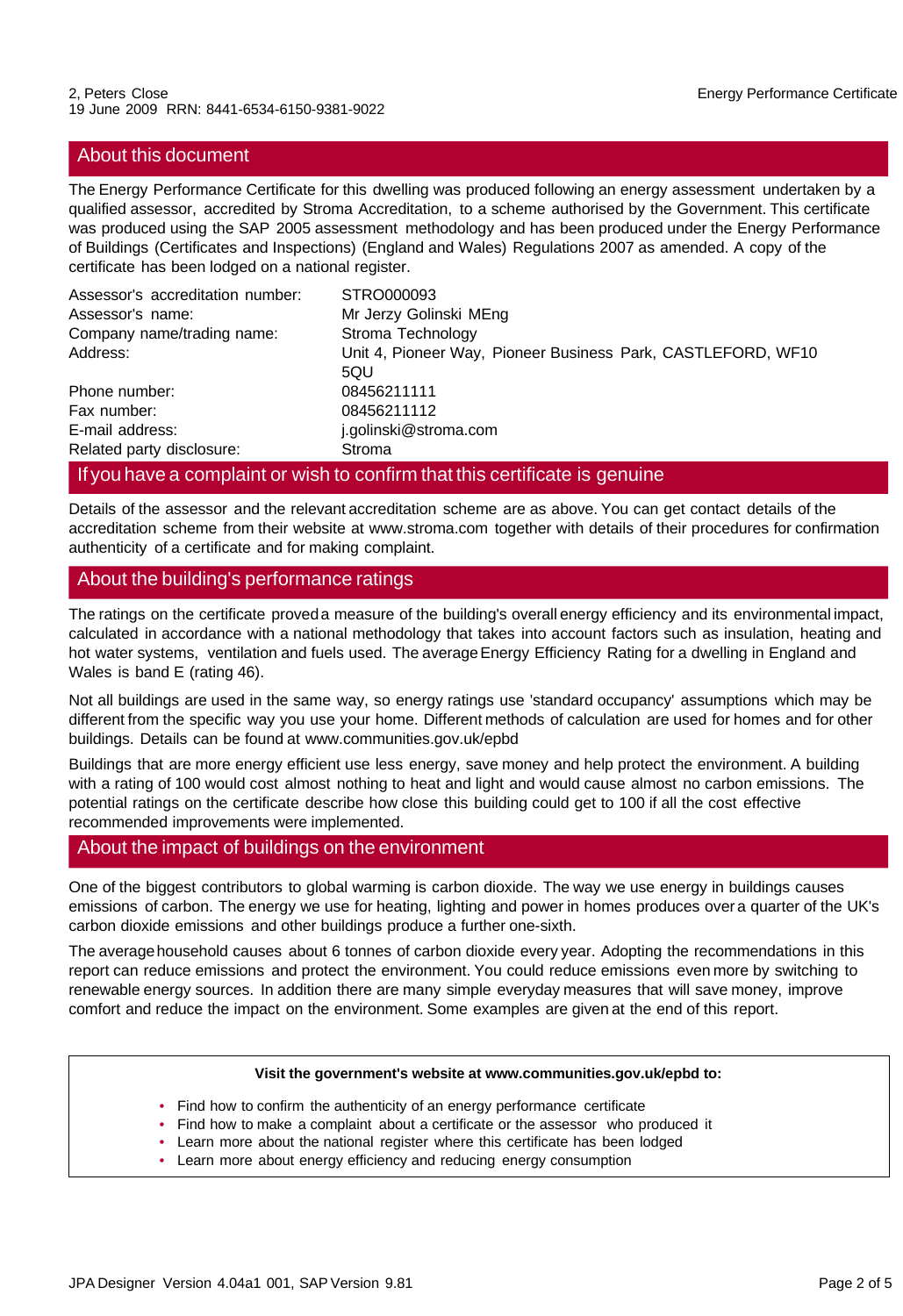2, Peters Close
19 June 2009 RRN: 8441-6534-6150-9381-9022

## About this document

The Energy Performance Certificate for this dwelling was produced following an energy assessment undertaken by a qualified assessor, accredited by Stroma Accreditation, to a scheme authorised by the Government. This certificate was produced using the SAP 2005 assessment methodology and has been produced under the Energy Performance of Buildings (Certificates and Inspections) (England and Wales) Regulations 2007 as amended. A copy of the certificate has been lodged on a national register.

| | |
|---|---|
| Assessor's accreditation number: | STRO000093 |
| Assessor's name: | Mr Jerzy Golinski MEng |
| Company name/trading name: | Stroma Technology |
| Address: | Unit 4, Pioneer Way, Pioneer Business Park, CASTLEFORD, WF10 5QU |
| Phone number: | 08456211111 |
| Fax number: | 08456211112 |
| E-mail address: | j.golinski@stroma.com |
| Related party disclosure: | Stroma |

## If you have a complaint or wish to confirm that this certificate is genuine

Details of the assessor and the relevant accreditation scheme are as above. You can get contact details of the accreditation scheme from their website at www.stroma.com together with details of their procedures for confirmation authenticity of a certificate and for making complaint.

## About the building's performance ratings

The ratings on the certificate proved a measure of the building's overall energy efficiency and its environmental impact, calculated in accordance with a national methodology that takes into account factors such as insulation, heating and hot water systems, ventilation and fuels used. The average Energy Efficiency Rating for a dwelling in England and Wales is band E (rating 46).

Not all buildings are used in the same way, so energy ratings use 'standard occupancy' assumptions which may be different from the specific way you use your home. Different methods of calculation are used for homes and for other buildings. Details can be found at www.communities.gov.uk/epbd

Buildings that are more energy efficient use less energy, save money and help protect the environment. A building with a rating of 100 would cost almost nothing to heat and light and would cause almost no carbon emissions. The potential ratings on the certificate describe how close this building could get to 100 if all the cost effective recommended improvements were implemented.

## About the impact of buildings on the environment

One of the biggest contributors to global warming is carbon dioxide. The way we use energy in buildings causes emissions of carbon. The energy we use for heating, lighting and power in homes produces over a quarter of the UK's carbon dioxide emissions and other buildings produce a further one-sixth.

The average household causes about 6 tonnes of carbon dioxide every year. Adopting the recommendations in this report can reduce emissions and protect the environment. You could reduce emissions even more by switching to renewable energy sources. In addition there are many simple everyday measures that will save money, improve comfort and reduce the impact on the environment. Some examples are given at the end of this report.

**Visit the government's website at www.communities.gov.uk/epbd to:**

- Find how to confirm the authenticity of an energy performance certificate
- Find how to make a complaint about a certificate or the assessor who produced it
- Learn more about the national register where this certificate has been lodged
- Learn more about energy efficiency and reducing energy consumption

JPA Designer Version 4.04a1 001, SAP Version 9.81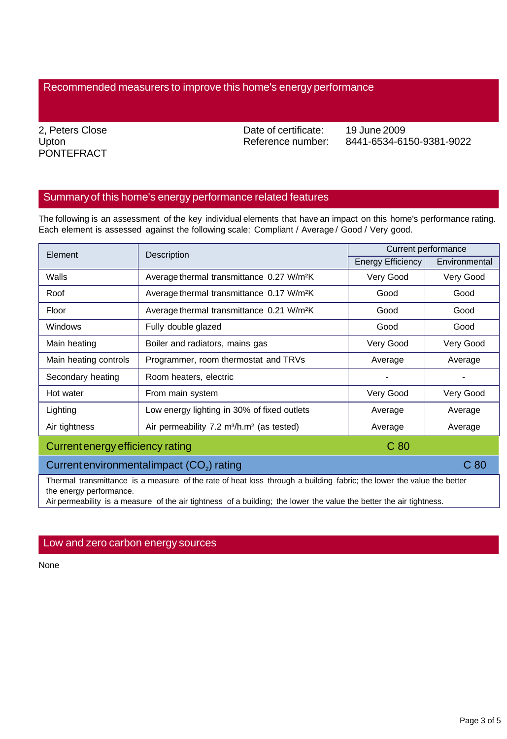## Recommended measurers to improve this home's energy performance

2, Peters Close
Upton
PONTEFRACT

Date of certificate: 19 June 2009
Reference number: 8441-6534-6150-9381-9022

## Summary of this home's energy performance related features

The following is an assessment of the key individual elements that have an impact on this home's performance rating. Each element is assessed against the following scale: Compliant / Average / Good / Very good.

| Element | Description | Current performance | |
|---|---|---|---|
| | | Energy Efficiency | Environmental |
| Walls | Average thermal transmittance 0.27 W/m²K | Very Good | Very Good |
| Roof | Average thermal transmittance 0.17 W/m²K | Good | Good |
| Floor | Average thermal transmittance 0.21 W/m²K | Good | Good |
| Windows | Fully double glazed | Good | Good |
| Main heating | Boiler and radiators, mains gas | Very Good | Very Good |
| Main heating controls | Programmer, room thermostat and TRVs | Average | Average |
| Secondary heating | Room heaters, electric | - | - |
| Hot water | From main system | Very Good | Very Good |
| Lighting | Low energy lighting in 30% of fixed outlets | Average | Average |
| Air tightness | Air permeability 7.2 m³/h.m² (as tested) | Average | Average |

**Current energy efficiency rating:** C 80

**Current environmental impact ($CO_2$) rating:** C 80

Thermal transmittance is a measure of the rate of heat loss through a building fabric; the lower the value the better the energy performance.
Air permeability is a measure of the air tightness of a building; the lower the value the better the air tightness.

## Low and zero carbon energy sources

None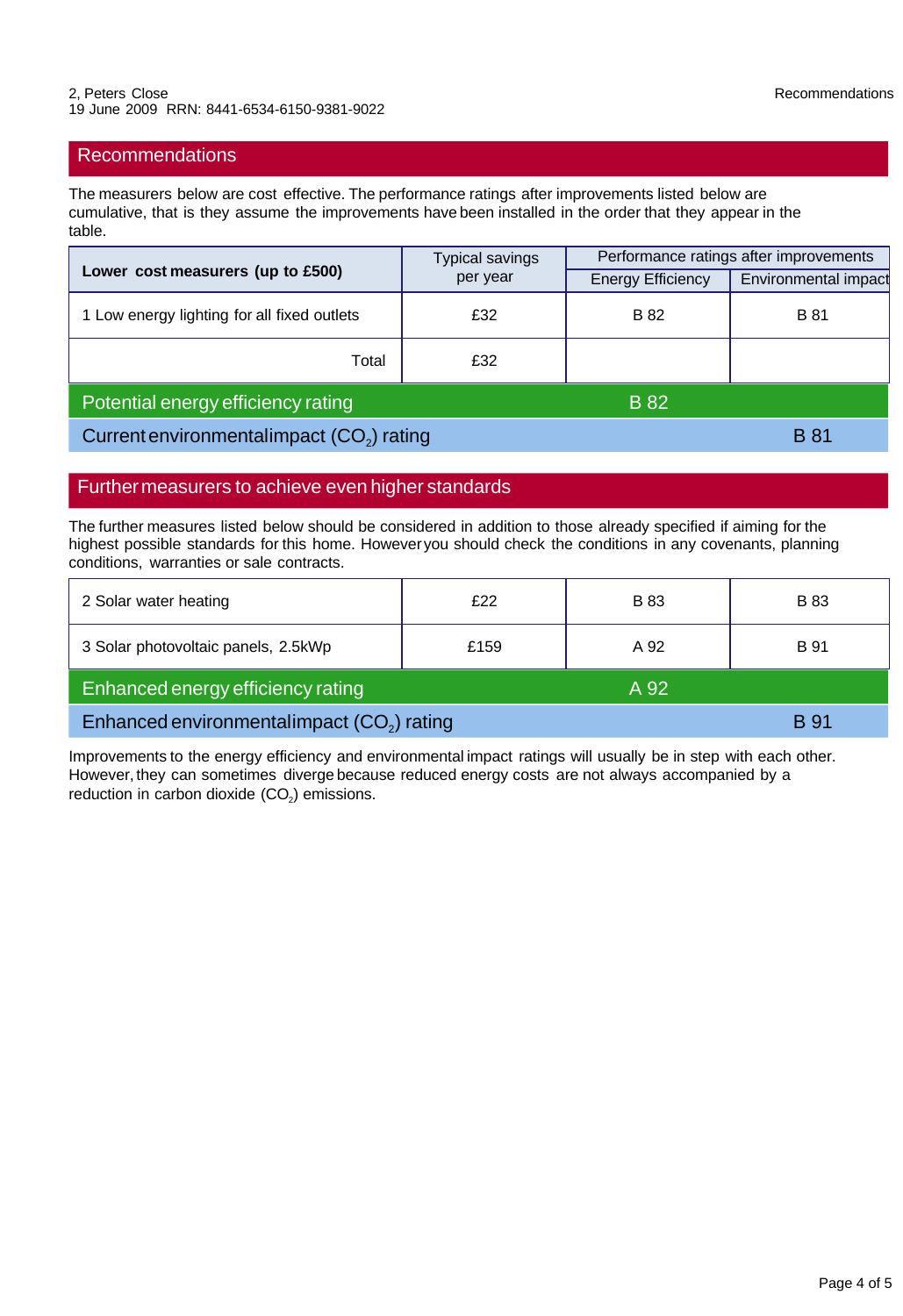## Recommendations

The measurers below are cost effective. The performance ratings after improvements listed below are cumulative, that is they assume the improvements have been installed in the order that they appear in the table.

| **Lower cost measurers (up to £500)** | Typical savings per year | Performance ratings after improvements | |
|---|---|---|---|
| | | Energy Efficiency | Environmental impact |
| 1 Low energy lighting for all fixed outlets | £32 | B 82 | B 81 |
| Total | £32 | | |
| Potential energy efficiency rating | | B 82 | |
| Current environmental impact ($CO_2$) rating | | | B 81 |

## Further measurers to achieve even higher standards

The further measures listed below should be considered in addition to those already specified if aiming for the highest possible standards for this home. However you should check the conditions in any covenants, planning conditions, warranties or sale contracts.

| Measure | Typical savings per year | Energy Efficiency | Environmental impact |
|---|---|---|---|
| 2 Solar water heating | £22 | B 83 | B 83 |
| 3 Solar photovoltaic panels, 2.5kWp | £159 | A 92 | B 91 |
| Enhanced energy efficiency rating | | A 92 | |
| Enhanced environmental impact ($CO_2$) rating | | | B 91 |

Improvements to the energy efficiency and environmental impact ratings will usually be in step with each other. However, they can sometimes diverge because reduced energy costs are not always accompanied by a reduction in carbon dioxide ($CO_2$) emissions.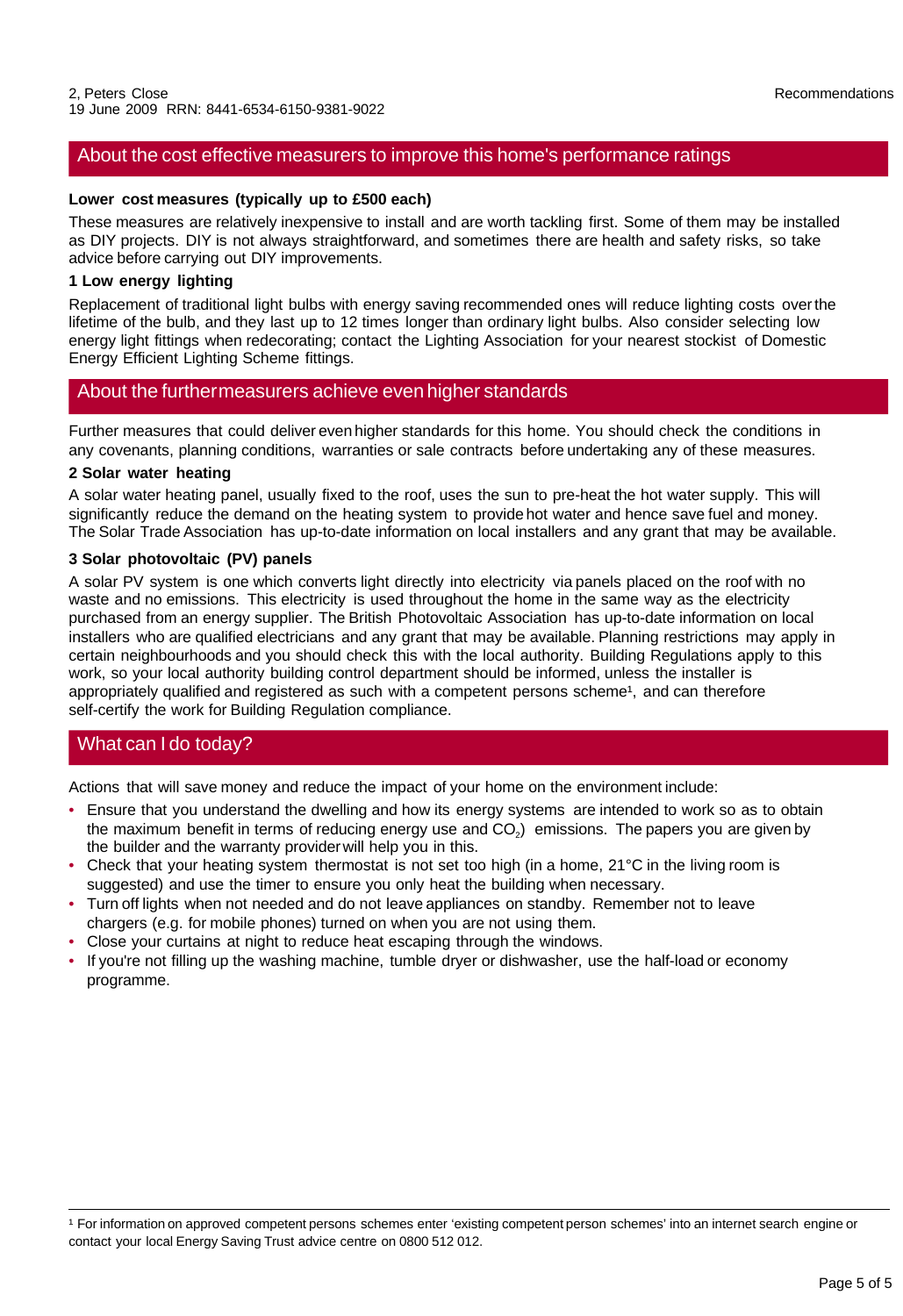2, Peters Close
19 June 2009 RRN: 8441-6534-6150-9381-9022

## About the cost effective measurers to improve this home's performance ratings

**Lower cost measures (typically up to £500 each)**

These measures are relatively inexpensive to install and are worth tackling first. Some of them may be installed as DIY projects. DIY is not always straightforward, and sometimes there are health and safety risks, so take advice before carrying out DIY improvements.

**1 Low energy lighting**

Replacement of traditional light bulbs with energy saving recommended ones will reduce lighting costs over the lifetime of the bulb, and they last up to 12 times longer than ordinary light bulbs. Also consider selecting low energy light fittings when redecorating; contact the Lighting Association for your nearest stockist of Domestic Energy Efficient Lighting Scheme fittings.

## About the further measurers achieve even higher standards

Further measures that could deliver even higher standards for this home. You should check the conditions in any covenants, planning conditions, warranties or sale contracts before undertaking any of these measures.

**2 Solar water heating**

A solar water heating panel, usually fixed to the roof, uses the sun to pre-heat the hot water supply. This will significantly reduce the demand on the heating system to provide hot water and hence save fuel and money. The Solar Trade Association has up-to-date information on local installers and any grant that may be available.

**3 Solar photovoltaic (PV) panels**

A solar PV system is one which converts light directly into electricity via panels placed on the roof with no waste and no emissions. This electricity is used throughout the home in the same way as the electricity purchased from an energy supplier. The British Photovoltaic Association has up-to-date information on local installers who are qualified electricians and any grant that may be available. Planning restrictions may apply in certain neighbourhoods and you should check this with the local authority. Building Regulations apply to this work, so your local authority building control department should be informed, unless the installer is appropriately qualified and registered as such with a competent persons scheme[1], and can therefore self-certify the work for Building Regulation compliance.

## What can I do today?

Actions that will save money and reduce the impact of your home on the environment include:

- Ensure that you understand the dwelling and how its energy systems are intended to work so as to obtain the maximum benefit in terms of reducing energy use and $CO_2$) emissions. The papers you are given by the builder and the warranty provider will help you in this.
- Check that your heating system thermostat is not set too high (in a home, 21°C in the living room is suggested) and use the timer to ensure you only heat the building when necessary.
- Turn off lights when not needed and do not leave appliances on standby. Remember not to leave chargers (e.g. for mobile phones) turned on when you are not using them.
- Close your curtains at night to reduce heat escaping through the windows.
- If you're not filling up the washing machine, tumble dryer or dishwasher, use the half-load or economy programme.

[1] For information on approved competent persons schemes enter 'existing competent person schemes' into an internet search engine or contact your local Energy Saving Trust advice centre on 0800 512 012.